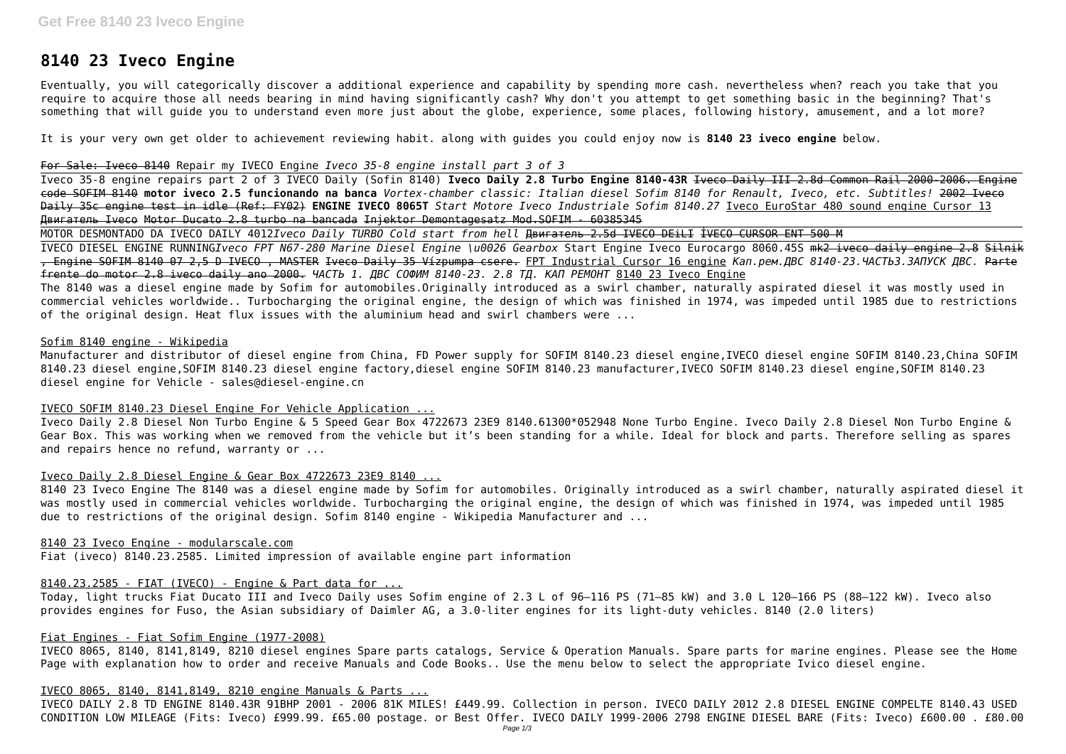# 8140 23 Iveco Engine

Eventually, you will categorically discover a additional experience and capability by spending more cash. nevertheless when? reach you take that you require to acquire those all needs bearing in mind having significantly cash? Why don't you attempt to get something basic in the beginning? That's something that will guide you to understand even more just about the globe, experience, some places, following history, amusement, and a lot more?

It is your very own get older to achievement reviewing habit. along with guides you could enjoy now is **8140 23 iveco engine** below.

For Sale: Iveco 8140 Repair my IVECO Engine *Iveco 35-8 engine install part 3 of 3*

Iveco 35-8 engine repairs part 2 of 3 IVECO Daily (Sofin 8140) **Iveco Daily 2.8 Turbo Engine 8140-43R** ~~Iveco Daily III 2.8d Common Rail 2000-2006. Engine code SOFIM 8140~~ **motor iveco 2.5 funcionando na banca** *Vortex-chamber classic: Italian diesel Sofim 8140 for Renault, Iveco, etc. Subtitles!* ~~2002 Iveco Daily 35c engine test in idle (Ref: FY02)~~ **ENGINE IVECO 8065T** *Start Motore Iveco Industriale Sofim 8140.27* Iveco EuroStar 480 sound engine Cursor 13 Двигатель Iveco Motor Ducato 2.8 turbo na bancada Injektor Demontagesatz Mod.SOFIM - 60385345

MOTOR DESMONTADO DA IVECO DAILY 4012*Iveco Daily TURBO Cold start from hell* ~~Двигатель 2.5d IVECO DEiLI~~ İVECO CURSOR ENT 500 M

IVECO DIESEL ENGINE RUNNING*Iveco FPT N67-280 Marine Diesel Engine \u0026 Gearbox* Start Engine Iveco Eurocargo 8060.45S ~~mk2 iveco daily engine 2.8~~ ~~Silnik , Engine SOFIM 8140 07 2,5 D IVECO , MASTER~~ ~~Iveco Daily 35 Vízpumpa csere.~~ FPT Industrial Cursor 16 engine *Кап.рем.ДВС 8140-23.ЧАСТЬ3.ЗАПУСК ДВС.* ~~Parte frente do motor 2.8 iveco daily ano 2000.~~ *ЧАСТЬ 1. ДВС СОФИМ 8140-23. 2.8 ТД. КАП РЕМОНТ* 8140 23 Iveco Engine

The 8140 was a diesel engine made by Sofim for automobiles.Originally introduced as a swirl chamber, naturally aspirated diesel it was mostly used in commercial vehicles worldwide.. Turbocharging the original engine, the design of which was finished in 1974, was impeded until 1985 due to restrictions of the original design. Heat flux issues with the aluminium head and swirl chambers were ...

## Sofim 8140 engine - Wikipedia

Manufacturer and distributor of diesel engine from China, FD Power supply for SOFIM 8140.23 diesel engine,IVECO diesel engine SOFIM 8140.23,China SOFIM 8140.23 diesel engine,SOFIM 8140.23 diesel engine factory,diesel engine SOFIM 8140.23 manufacturer,IVECO SOFIM 8140.23 diesel engine,SOFIM 8140.23 diesel engine for Vehicle - sales@diesel-engine.cn

## IVECO SOFIM 8140.23 Diesel Engine For Vehicle Application ...

Iveco Daily 2.8 Diesel Non Turbo Engine & 5 Speed Gear Box 4722673 23E9 8140.61300*052948 None Turbo Engine. Iveco Daily 2.8 Diesel Non Turbo Engine & Gear Box. This was working when we removed from the vehicle but it's been standing for a while. Ideal for block and parts. Therefore selling as spares and repairs hence no refund, warranty or ...

## Iveco Daily 2.8 Diesel Engine & Gear Box 4722673 23E9 8140 ...

8140 23 Iveco Engine The 8140 was a diesel engine made by Sofim for automobiles. Originally introduced as a swirl chamber, naturally aspirated diesel it was mostly used in commercial vehicles worldwide. Turbocharging the original engine, the design of which was finished in 1974, was impeded until 1985 due to restrictions of the original design. Sofim 8140 engine - Wikipedia Manufacturer and ...

## 8140 23 Iveco Engine - modularscale.com

Fiat (iveco) 8140.23.2585. Limited impression of available engine part information

## 8140.23.2585 - FIAT (IVECO) - Engine & Part data for ...

Today, light trucks Fiat Ducato III and Iveco Daily uses Sofim engine of 2.3 L of 96–116 PS (71–85 kW) and 3.0 L 120–166 PS (88–122 kW). Iveco also provides engines for Fuso, the Asian subsidiary of Daimler AG, a 3.0-liter engines for its light-duty vehicles. 8140 (2.0 liters)

## Fiat Engines - Fiat Sofim Engine (1977-2008)

IVECO 8065, 8140, 8141,8149, 8210 diesel engines Spare parts catalogs, Service & Operation Manuals. Spare parts for marine engines. Please see the Home Page with explanation how to order and receive Manuals and Code Books.. Use the menu below to select the appropriate Ivico diesel engine.

## IVECO 8065, 8140, 8141,8149, 8210 engine Manuals & Parts ...

IVECO DAILY 2.8 TD ENGINE 8140.43R 91BHP 2001 - 2006 81K MILES! £449.99. Collection in person. IVECO DAILY 2012 2.8 DIESEL ENGINE COMPELTE 8140.43 USED CONDITION LOW MILEAGE (Fits: Iveco) £999.99. £65.00 postage. or Best Offer. IVECO DAILY 1999-2006 2798 ENGINE DIESEL BARE (Fits: Iveco) £600.00 . £80.00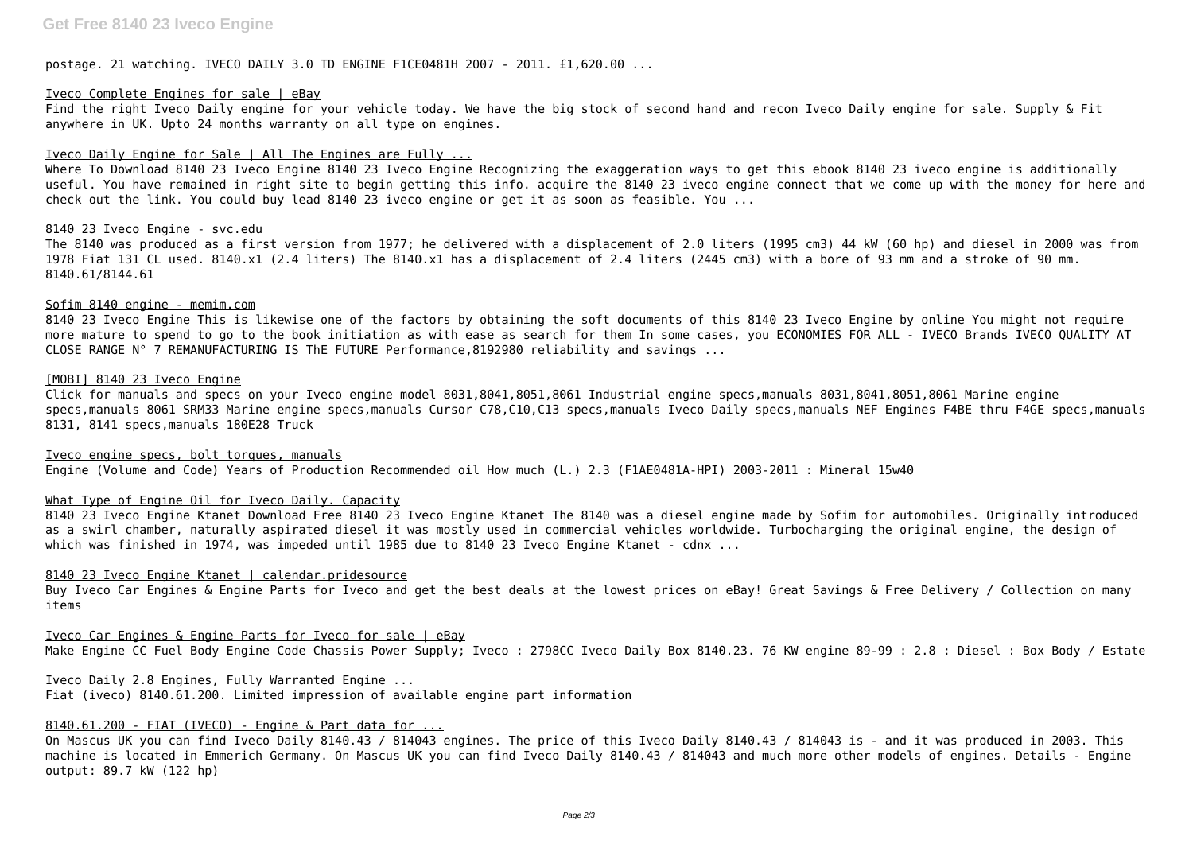postage. 21 watching. IVECO DAILY 3.0 TD ENGINE F1CE0481H 2007 - 2011. £1,620.00 ...

Iveco Complete Engines for sale | eBay

Find the right Iveco Daily engine for your vehicle today. We have the big stock of second hand and recon Iveco Daily engine for sale. Supply & Fit anywhere in UK. Upto 24 months warranty on all type on engines.

Iveco Daily Engine for Sale | All The Engines are Fully ...

Where To Download 8140 23 Iveco Engine 8140 23 Iveco Engine Recognizing the exaggeration ways to get this ebook 8140 23 iveco engine is additionally useful. You have remained in right site to begin getting this info. acquire the 8140 23 iveco engine connect that we come up with the money for here and check out the link. You could buy lead 8140 23 iveco engine or get it as soon as feasible. You ...

8140 23 Iveco Engine - svc.edu

The 8140 was produced as a first version from 1977; he delivered with a displacement of 2.0 liters (1995 cm3) 44 kW (60 hp) and diesel in 2000 was from 1978 Fiat 131 CL used. 8140.x1 (2.4 liters) The 8140.x1 has a displacement of 2.4 liters (2445 cm3) with a bore of 93 mm and a stroke of 90 mm. 8140.61/8144.61

Sofim 8140 engine - memim.com

8140 23 Iveco Engine This is likewise one of the factors by obtaining the soft documents of this 8140 23 Iveco Engine by online You might not require more mature to spend to go to the book initiation as with ease as search for them In some cases, you ECONOMIES FOR ALL - IVECO Brands IVECO QUALITY AT CLOSE RANGE N° 7 REMANUFACTURING IS ThE FUTURE Performance,8192980 reliability and savings ...

[MOBI] 8140 23 Iveco Engine

Click for manuals and specs on your Iveco engine model 8031,8041,8051,8061 Industrial engine specs,manuals 8031,8041,8051,8061 Marine engine specs,manuals 8061 SRM33 Marine engine specs,manuals Cursor C78,C10,C13 specs,manuals Iveco Daily specs,manuals NEF Engines F4BE thru F4GE specs,manuals 8131, 8141 specs,manuals 180E28 Truck

Iveco engine specs, bolt torques, manuals

Engine (Volume and Code) Years of Production Recommended oil How much (L.) 2.3 (F1AE0481A-HPI) 2003-2011 : Mineral 15w40

What Type of Engine Oil for Iveco Daily. Capacity

8140 23 Iveco Engine Ktanet Download Free 8140 23 Iveco Engine Ktanet The 8140 was a diesel engine made by Sofim for automobiles. Originally introduced as a swirl chamber, naturally aspirated diesel it was mostly used in commercial vehicles worldwide. Turbocharging the original engine, the design of which was finished in 1974, was impeded until 1985 due to 8140 23 Iveco Engine Ktanet - cdnx ...

8140 23 Iveco Engine Ktanet | calendar.pridesource

Buy Iveco Car Engines & Engine Parts for Iveco and get the best deals at the lowest prices on eBay! Great Savings & Free Delivery / Collection on many items

Iveco Car Engines & Engine Parts for Iveco for sale | eBay

Make Engine CC Fuel Body Engine Code Chassis Power Supply; Iveco : 2798CC Iveco Daily Box 8140.23. 76 KW engine 89-99 : 2.8 : Diesel : Box Body / Estate

Iveco Daily 2.8 Engines, Fully Warranted Engine ...

Fiat (iveco) 8140.61.200. Limited impression of available engine part information

8140.61.200 - FIAT (IVECO) - Engine & Part data for ...

On Mascus UK you can find Iveco Daily 8140.43 / 814043 engines. The price of this Iveco Daily 8140.43 / 814043 is - and it was produced in 2003. This machine is located in Emmerich Germany. On Mascus UK you can find Iveco Daily 8140.43 / 814043 and much more other models of engines. Details - Engine output: 89.7 kW (122 hp)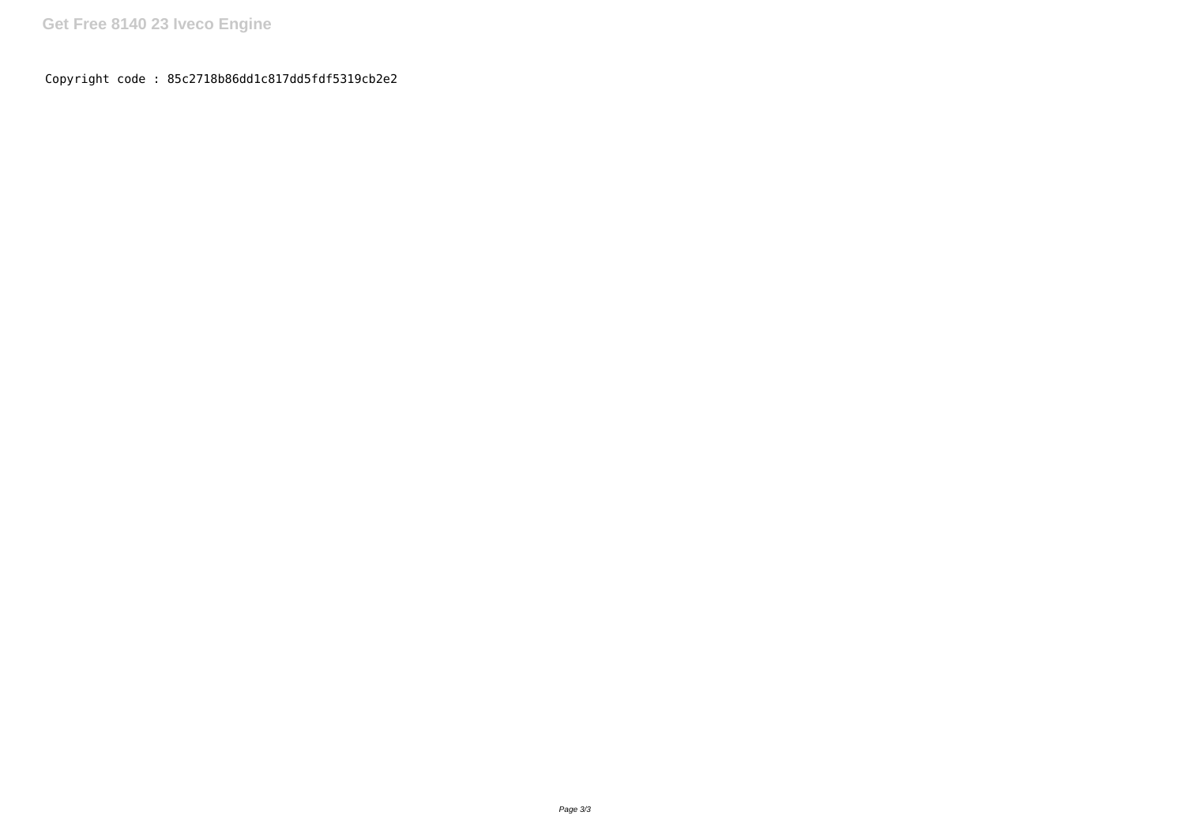Copyright code : 85c2718b86dd1c817dd5fdf5319cb2e2